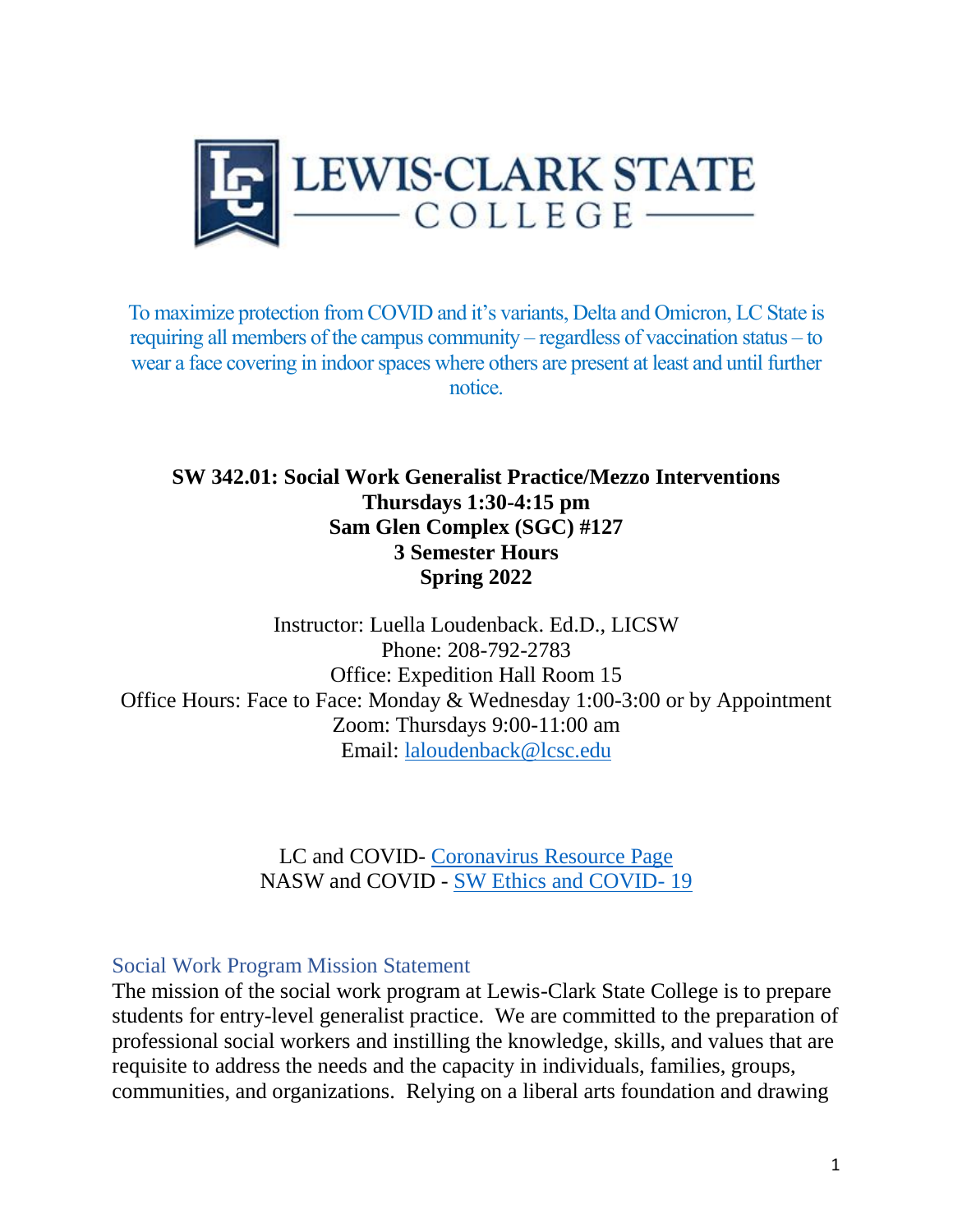To maximize protection from COVID and it's variants, Delta and Omicron, LC State is requiring all members of the campus community – regardless of vaccination status – to wear a face covering in indoor spaces where others are present at least and until further notice.

**SW 342.01: Social Work Generalist Practice/Mezzo Interventions**
**Thursdays 1:30-4:15 pm**
**Sam Glen Complex (SGC) #127**
**3 Semester Hours**
**Spring 2022**

Instructor: Luella Loudenback. Ed.D., LICSW
Phone: 208-792-2783
Office: Expedition Hall Room 15
Office Hours: Face to Face: Monday & Wednesday 1:00-3:00 or by Appointment
Zoom: Thursdays 9:00-11:00 am
Email: laloudenback@lcsc.edu

LC and COVID- Coronavirus Resource Page
NASW and COVID - SW Ethics and COVID- 19

## Social Work Program Mission Statement

The mission of the social work program at Lewis-Clark State College is to prepare students for entry-level generalist practice. We are committed to the preparation of professional social workers and instilling the knowledge, skills, and values that are requisite to address the needs and the capacity in individuals, families, groups, communities, and organizations. Relying on a liberal arts foundation and drawing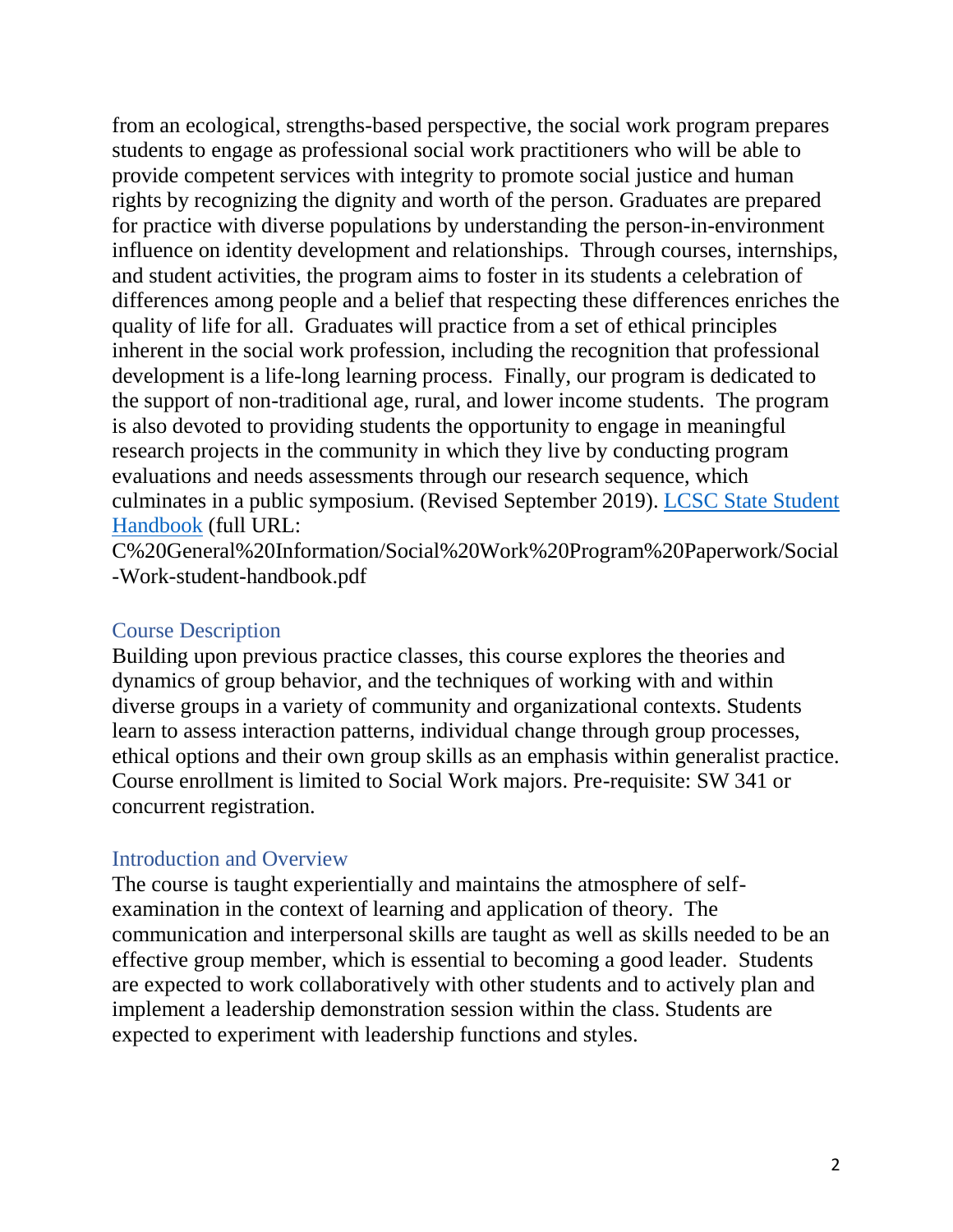from an ecological, strengths-based perspective, the social work program prepares students to engage as professional social work practitioners who will be able to provide competent services with integrity to promote social justice and human rights by recognizing the dignity and worth of the person. Graduates are prepared for practice with diverse populations by understanding the person-in-environment influence on identity development and relationships. Through courses, internships, and student activities, the program aims to foster in its students a celebration of differences among people and a belief that respecting these differences enriches the quality of life for all. Graduates will practice from a set of ethical principles inherent in the social work profession, including the recognition that professional development is a life-long learning process. Finally, our program is dedicated to the support of non-traditional age, rural, and lower income students. The program is also devoted to providing students the opportunity to engage in meaningful research projects in the community in which they live by conducting program evaluations and needs assessments through our research sequence, which culminates in a public symposium. (Revised September 2019). LCSC State Student Handbook (full URL: C%20General%20Information/Social%20Work%20Program%20Paperwork/Social-Work-student-handbook.pdf

## Course Description

Building upon previous practice classes, this course explores the theories and dynamics of group behavior, and the techniques of working with and within diverse groups in a variety of community and organizational contexts. Students learn to assess interaction patterns, individual change through group processes, ethical options and their own group skills as an emphasis within generalist practice. Course enrollment is limited to Social Work majors. Pre-requisite: SW 341 or concurrent registration.

## Introduction and Overview

The course is taught experientially and maintains the atmosphere of self-examination in the context of learning and application of theory. The communication and interpersonal skills are taught as well as skills needed to be an effective group member, which is essential to becoming a good leader. Students are expected to work collaboratively with other students and to actively plan and implement a leadership demonstration session within the class. Students are expected to experiment with leadership functions and styles.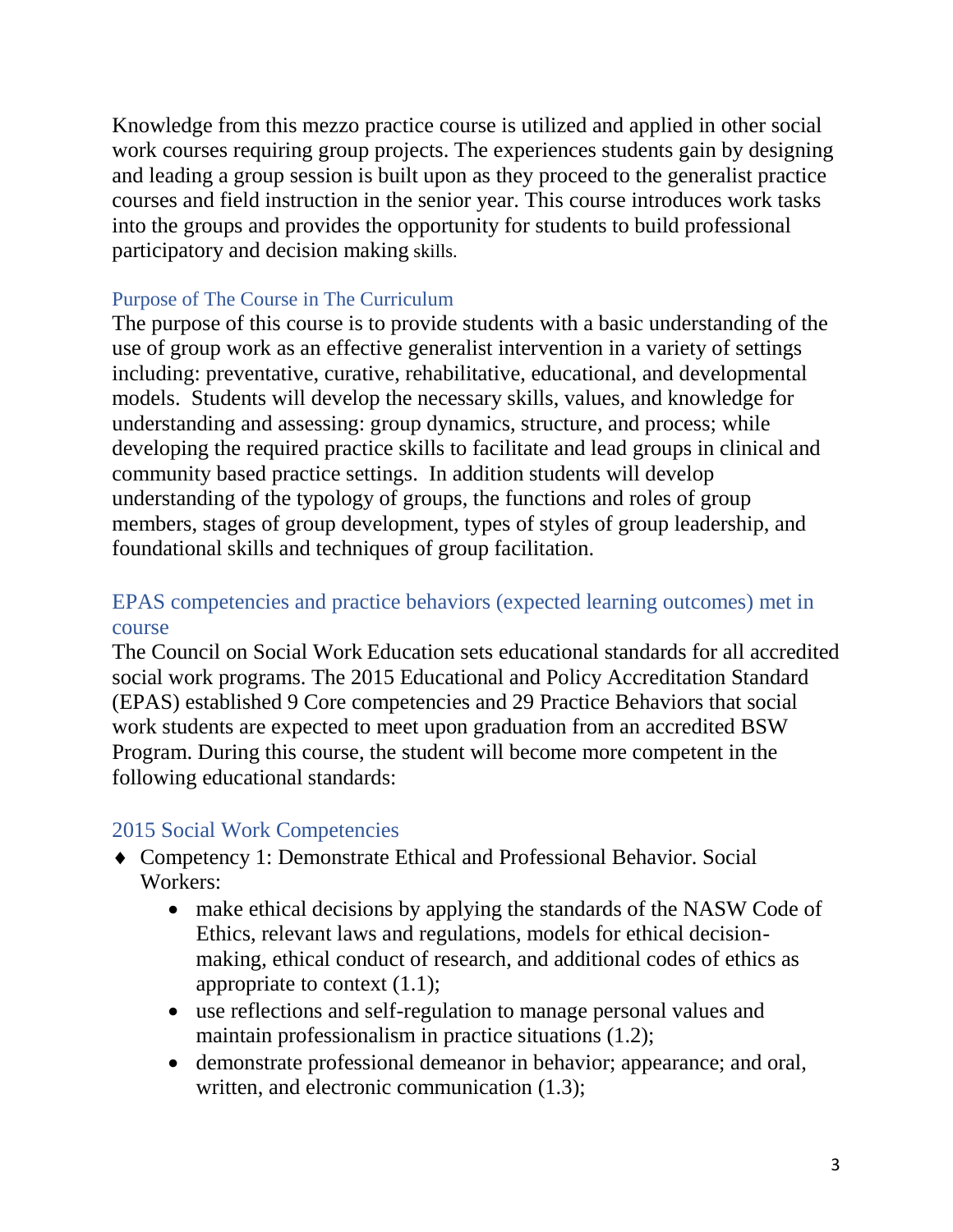Knowledge from this mezzo practice course is utilized and applied in other social work courses requiring group projects. The experiences students gain by designing and leading a group session is built upon as they proceed to the generalist practice courses and field instruction in the senior year. This course introduces work tasks into the groups and provides the opportunity for students to build professional participatory and decision making skills.

## Purpose of The Course in The Curriculum

The purpose of this course is to provide students with a basic understanding of the use of group work as an effective generalist intervention in a variety of settings including: preventative, curative, rehabilitative, educational, and developmental models. Students will develop the necessary skills, values, and knowledge for understanding and assessing: group dynamics, structure, and process; while developing the required practice skills to facilitate and lead groups in clinical and community based practice settings. In addition students will develop understanding of the typology of groups, the functions and roles of group members, stages of group development, types of styles of group leadership, and foundational skills and techniques of group facilitation.

## EPAS competencies and practice behaviors (expected learning outcomes) met in course

The Council on Social Work Education sets educational standards for all accredited social work programs. The 2015 Educational and Policy Accreditation Standard (EPAS) established 9 Core competencies and 29 Practice Behaviors that social work students are expected to meet upon graduation from an accredited BSW Program. During this course, the student will become more competent in the following educational standards:

## 2015 Social Work Competencies

- Competency 1: Demonstrate Ethical and Professional Behavior. Social Workers:
  - make ethical decisions by applying the standards of the NASW Code of Ethics, relevant laws and regulations, models for ethical decision-making, ethical conduct of research, and additional codes of ethics as appropriate to context (1.1);
  - use reflections and self-regulation to manage personal values and maintain professionalism in practice situations (1.2);
  - demonstrate professional demeanor in behavior; appearance; and oral, written, and electronic communication (1.3);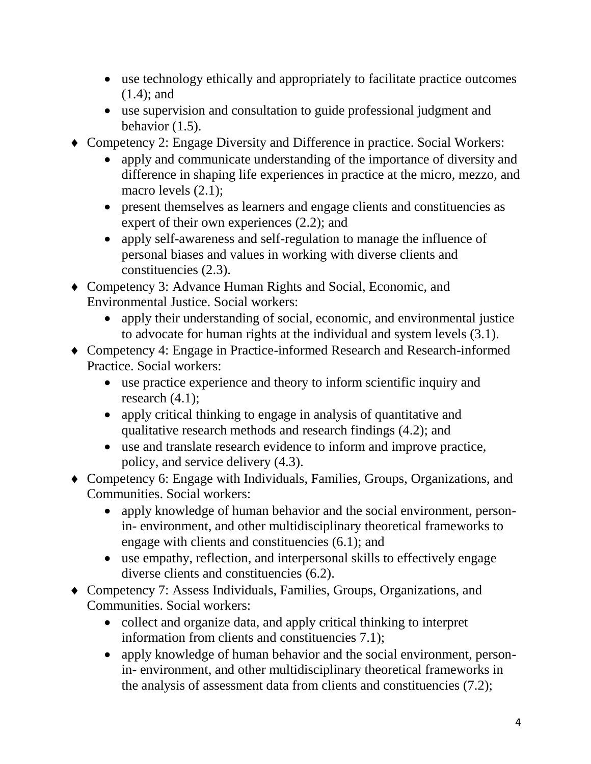- use technology ethically and appropriately to facilitate practice outcomes (1.4); and
- use supervision and consultation to guide professional judgment and behavior (1.5).

- Competency 2: Engage Diversity and Difference in practice. Social Workers:
  - apply and communicate understanding of the importance of diversity and difference in shaping life experiences in practice at the micro, mezzo, and macro levels (2.1);
  - present themselves as learners and engage clients and constituencies as expert of their own experiences (2.2); and
  - apply self-awareness and self-regulation to manage the influence of personal biases and values in working with diverse clients and constituencies (2.3).
- Competency 3: Advance Human Rights and Social, Economic, and Environmental Justice. Social workers:
  - apply their understanding of social, economic, and environmental justice to advocate for human rights at the individual and system levels (3.1).
- Competency 4: Engage in Practice-informed Research and Research-informed Practice. Social workers:
  - use practice experience and theory to inform scientific inquiry and research (4.1);
  - apply critical thinking to engage in analysis of quantitative and qualitative research methods and research findings (4.2); and
  - use and translate research evidence to inform and improve practice, policy, and service delivery (4.3).
- Competency 6: Engage with Individuals, Families, Groups, Organizations, and Communities. Social workers:
  - apply knowledge of human behavior and the social environment, person-in- environment, and other multidisciplinary theoretical frameworks to engage with clients and constituencies (6.1); and
  - use empathy, reflection, and interpersonal skills to effectively engage diverse clients and constituencies (6.2).
- Competency 7: Assess Individuals, Families, Groups, Organizations, and Communities. Social workers:
  - collect and organize data, and apply critical thinking to interpret information from clients and constituencies 7.1);
  - apply knowledge of human behavior and the social environment, person-in- environment, and other multidisciplinary theoretical frameworks in the analysis of assessment data from clients and constituencies (7.2);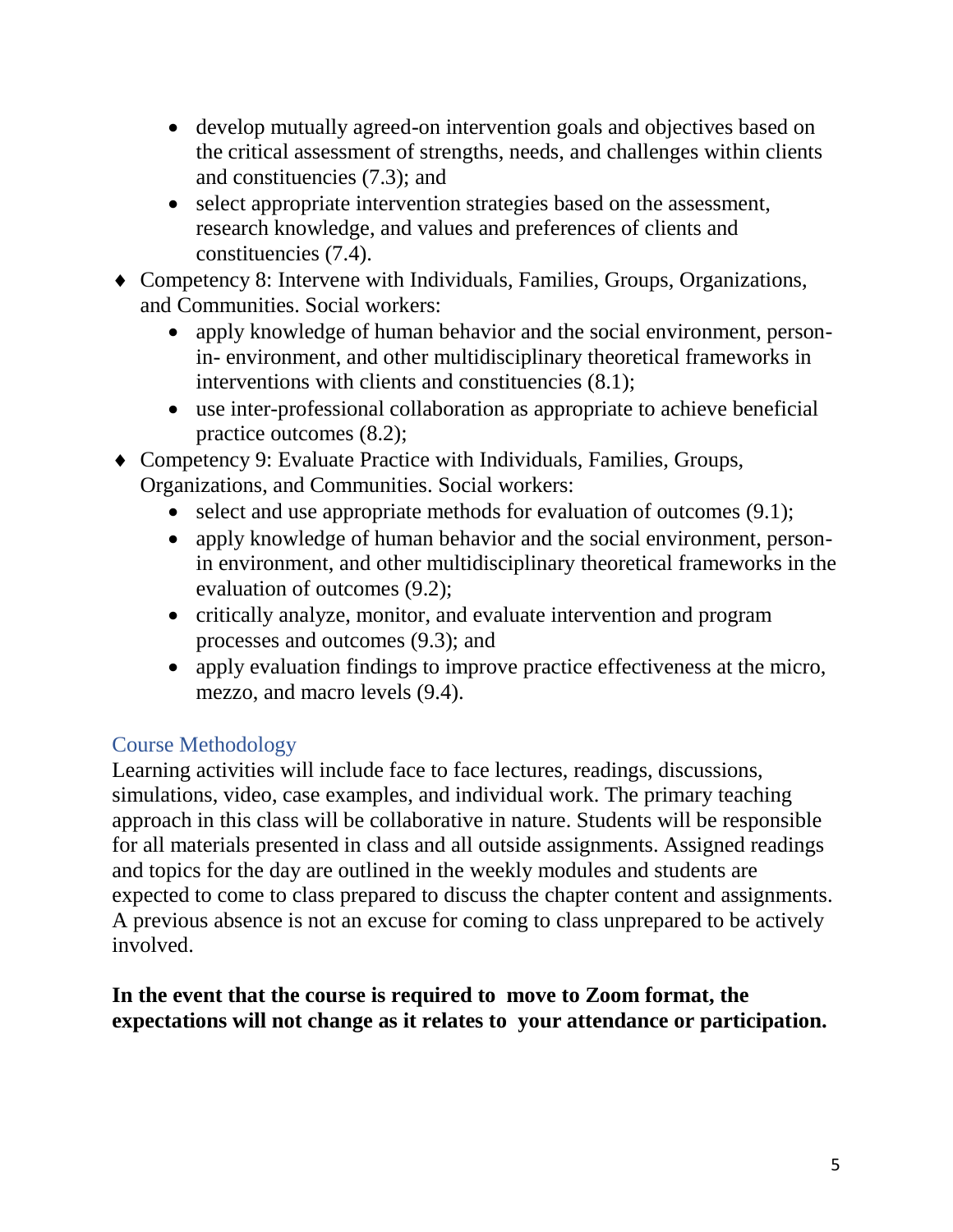- develop mutually agreed-on intervention goals and objectives based on the critical assessment of strengths, needs, and challenges within clients and constituencies (7.3); and
- select appropriate intervention strategies based on the assessment, research knowledge, and values and preferences of clients and constituencies (7.4).

- Competency 8: Intervene with Individuals, Families, Groups, Organizations, and Communities. Social workers:
  - apply knowledge of human behavior and the social environment, person-in- environment, and other multidisciplinary theoretical frameworks in interventions with clients and constituencies (8.1);
  - use inter-professional collaboration as appropriate to achieve beneficial practice outcomes (8.2);
- Competency 9: Evaluate Practice with Individuals, Families, Groups, Organizations, and Communities. Social workers:
  - select and use appropriate methods for evaluation of outcomes (9.1);
  - apply knowledge of human behavior and the social environment, person-in environment, and other multidisciplinary theoretical frameworks in the evaluation of outcomes (9.2);
  - critically analyze, monitor, and evaluate intervention and program processes and outcomes (9.3); and
  - apply evaluation findings to improve practice effectiveness at the micro, mezzo, and macro levels (9.4).

## Course Methodology

Learning activities will include face to face lectures, readings, discussions, simulations, video, case examples, and individual work. The primary teaching approach in this class will be collaborative in nature. Students will be responsible for all materials presented in class and all outside assignments. Assigned readings and topics for the day are outlined in the weekly modules and students are expected to come to class prepared to discuss the chapter content and assignments. A previous absence is not an excuse for coming to class unprepared to be actively involved.

**In the event that the course is required to move to Zoom format, the expectations will not change as it relates to your attendance or participation.**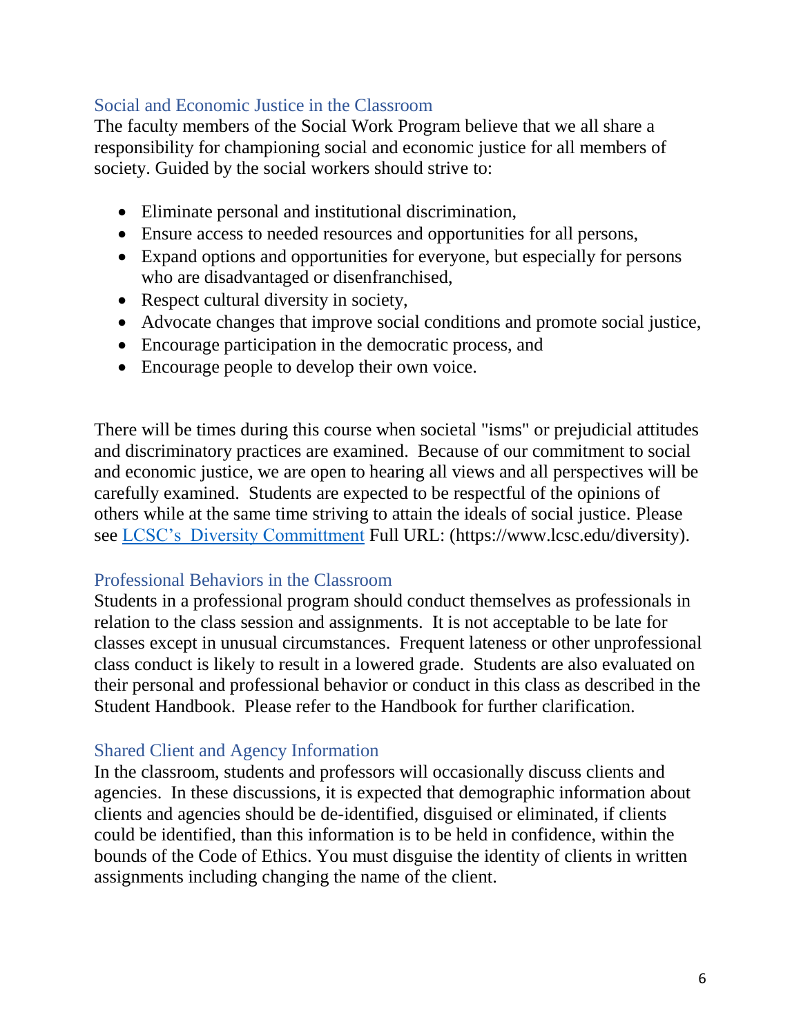## Social and Economic Justice in the Classroom

The faculty members of the Social Work Program believe that we all share a responsibility for championing social and economic justice for all members of society. Guided by the social workers should strive to:

- Eliminate personal and institutional discrimination,
- Ensure access to needed resources and opportunities for all persons,
- Expand options and opportunities for everyone, but especially for persons who are disadvantaged or disenfranchised,
- Respect cultural diversity in society,
- Advocate changes that improve social conditions and promote social justice,
- Encourage participation in the democratic process, and
- Encourage people to develop their own voice.

There will be times during this course when societal "isms" or prejudicial attitudes and discriminatory practices are examined. Because of our commitment to social and economic justice, we are open to hearing all views and all perspectives will be carefully examined. Students are expected to be respectful of the opinions of others while at the same time striving to attain the ideals of social justice. Please see [LCSC's Diversity Committment](https://www.lcsc.edu/diversity) Full URL: (https://www.lcsc.edu/diversity).

## Professional Behaviors in the Classroom

Students in a professional program should conduct themselves as professionals in relation to the class session and assignments. It is not acceptable to be late for classes except in unusual circumstances. Frequent lateness or other unprofessional class conduct is likely to result in a lowered grade. Students are also evaluated on their personal and professional behavior or conduct in this class as described in the Student Handbook. Please refer to the Handbook for further clarification.

## Shared Client and Agency Information

In the classroom, students and professors will occasionally discuss clients and agencies. In these discussions, it is expected that demographic information about clients and agencies should be de-identified, disguised or eliminated, if clients could be identified, than this information is to be held in confidence, within the bounds of the Code of Ethics. You must disguise the identity of clients in written assignments including changing the name of the client.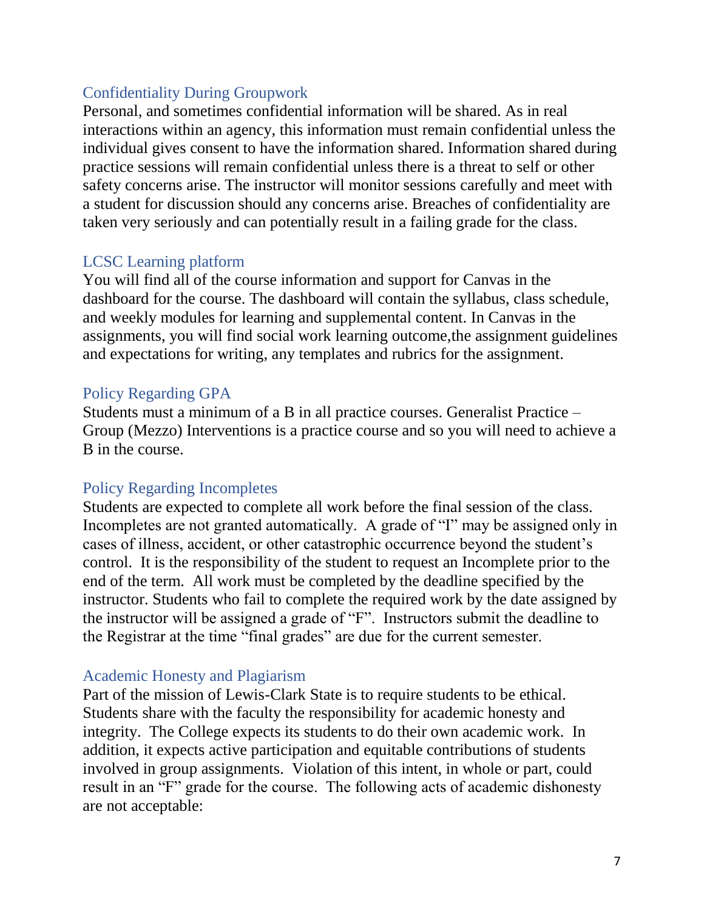## Confidentiality During Groupwork

Personal, and sometimes confidential information will be shared. As in real interactions within an agency, this information must remain confidential unless the individual gives consent to have the information shared. Information shared during practice sessions will remain confidential unless there is a threat to self or other safety concerns arise. The instructor will monitor sessions carefully and meet with a student for discussion should any concerns arise. Breaches of confidentiality are taken very seriously and can potentially result in a failing grade for the class.

## LCSC Learning platform

You will find all of the course information and support for Canvas in the dashboard for the course. The dashboard will contain the syllabus, class schedule, and weekly modules for learning and supplemental content. In Canvas in the assignments, you will find social work learning outcome,the assignment guidelines and expectations for writing, any templates and rubrics for the assignment.

## Policy Regarding GPA

Students must a minimum of a B in all practice courses. Generalist Practice – Group (Mezzo) Interventions is a practice course and so you will need to achieve a B in the course.

## Policy Regarding Incompletes

Students are expected to complete all work before the final session of the class. Incompletes are not granted automatically. A grade of "I" may be assigned only in cases of illness, accident, or other catastrophic occurrence beyond the student's control. It is the responsibility of the student to request an Incomplete prior to the end of the term. All work must be completed by the deadline specified by the instructor. Students who fail to complete the required work by the date assigned by the instructor will be assigned a grade of "F". Instructors submit the deadline to the Registrar at the time "final grades" are due for the current semester.

## Academic Honesty and Plagiarism

Part of the mission of Lewis-Clark State is to require students to be ethical. Students share with the faculty the responsibility for academic honesty and integrity. The College expects its students to do their own academic work. In addition, it expects active participation and equitable contributions of students involved in group assignments. Violation of this intent, in whole or part, could result in an "F" grade for the course. The following acts of academic dishonesty are not acceptable: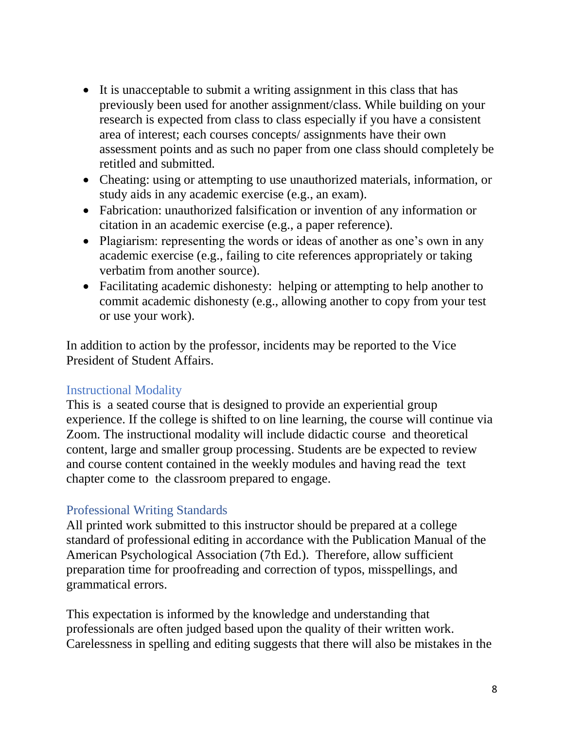- It is unacceptable to submit a writing assignment in this class that has previously been used for another assignment/class. While building on your research is expected from class to class especially if you have a consistent area of interest; each courses concepts/ assignments have their own assessment points and as such no paper from one class should completely be retitled and submitted.
- Cheating: using or attempting to use unauthorized materials, information, or study aids in any academic exercise (e.g., an exam).
- Fabrication: unauthorized falsification or invention of any information or citation in an academic exercise (e.g., a paper reference).
- Plagiarism: representing the words or ideas of another as one's own in any academic exercise (e.g., failing to cite references appropriately or taking verbatim from another source).
- Facilitating academic dishonesty: helping or attempting to help another to commit academic dishonesty (e.g., allowing another to copy from your test or use your work).

In addition to action by the professor, incidents may be reported to the Vice President of Student Affairs.

## Instructional Modality

This is a seated course that is designed to provide an experiential group experience. If the college is shifted to on line learning, the course will continue via Zoom. The instructional modality will include didactic course and theoretical content, large and smaller group processing. Students are be expected to review and course content contained in the weekly modules and having read the text chapter come to the classroom prepared to engage.

## Professional Writing Standards

All printed work submitted to this instructor should be prepared at a college standard of professional editing in accordance with the Publication Manual of the American Psychological Association (7th Ed.). Therefore, allow sufficient preparation time for proofreading and correction of typos, misspellings, and grammatical errors.

This expectation is informed by the knowledge and understanding that professionals are often judged based upon the quality of their written work. Carelessness in spelling and editing suggests that there will also be mistakes in the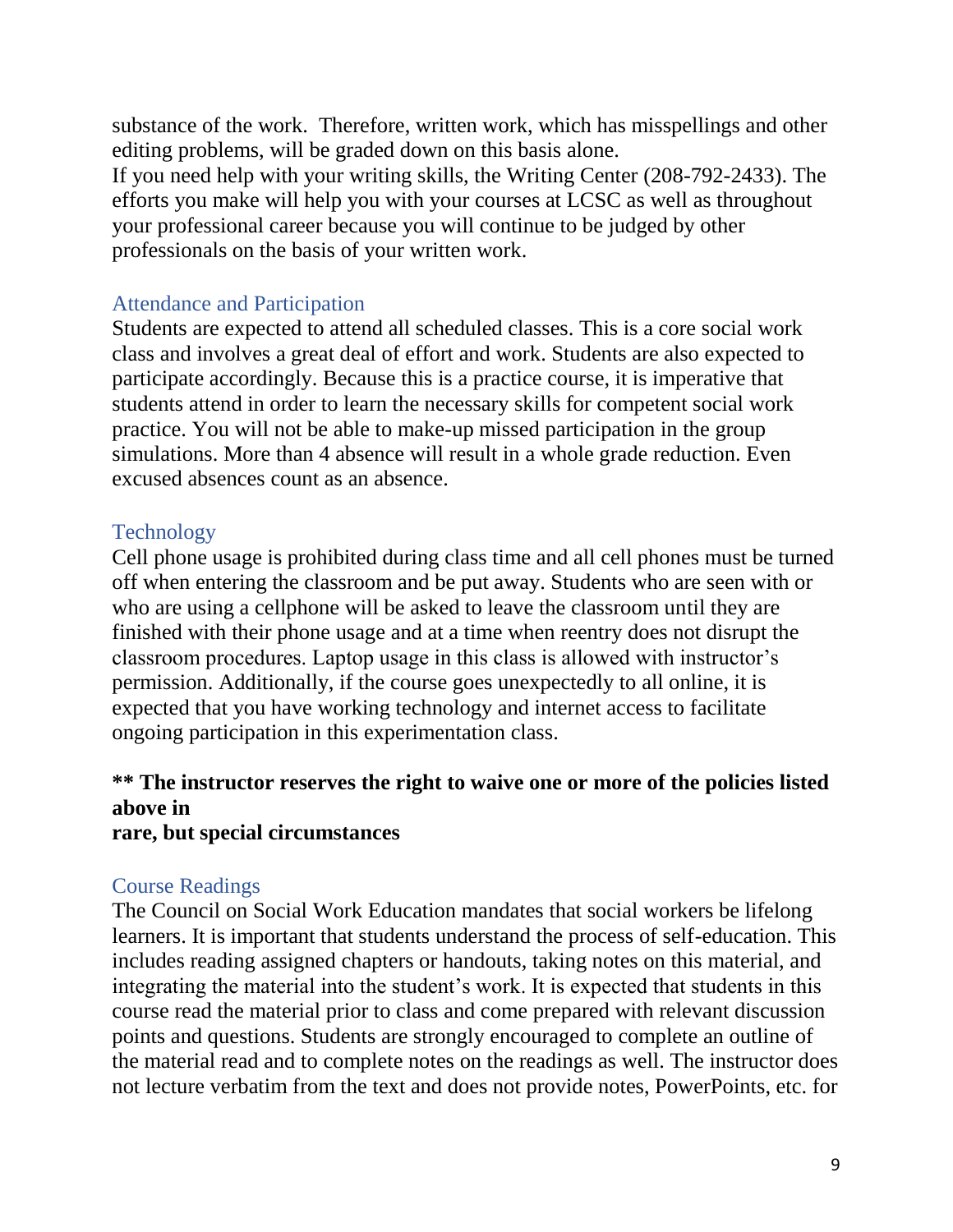substance of the work. Therefore, written work, which has misspellings and other editing problems, will be graded down on this basis alone.

If you need help with your writing skills, the Writing Center (208-792-2433). The efforts you make will help you with your courses at LCSC as well as throughout your professional career because you will continue to be judged by other professionals on the basis of your written work.

## Attendance and Participation

Students are expected to attend all scheduled classes. This is a core social work class and involves a great deal of effort and work. Students are also expected to participate accordingly. Because this is a practice course, it is imperative that students attend in order to learn the necessary skills for competent social work practice. You will not be able to make-up missed participation in the group simulations. More than 4 absence will result in a whole grade reduction. Even excused absences count as an absence.

## Technology

Cell phone usage is prohibited during class time and all cell phones must be turned off when entering the classroom and be put away. Students who are seen with or who are using a cellphone will be asked to leave the classroom until they are finished with their phone usage and at a time when reentry does not disrupt the classroom procedures. Laptop usage in this class is allowed with instructor's permission. Additionally, if the course goes unexpectedly to all online, it is expected that you have working technology and internet access to facilitate ongoing participation in this experimentation class.

**** The instructor reserves the right to waive one or more of the policies listed above in
rare, but special circumstances**

## Course Readings

The Council on Social Work Education mandates that social workers be lifelong learners. It is important that students understand the process of self-education. This includes reading assigned chapters or handouts, taking notes on this material, and integrating the material into the student's work. It is expected that students in this course read the material prior to class and come prepared with relevant discussion points and questions. Students are strongly encouraged to complete an outline of the material read and to complete notes on the readings as well. The instructor does not lecture verbatim from the text and does not provide notes, PowerPoints, etc. for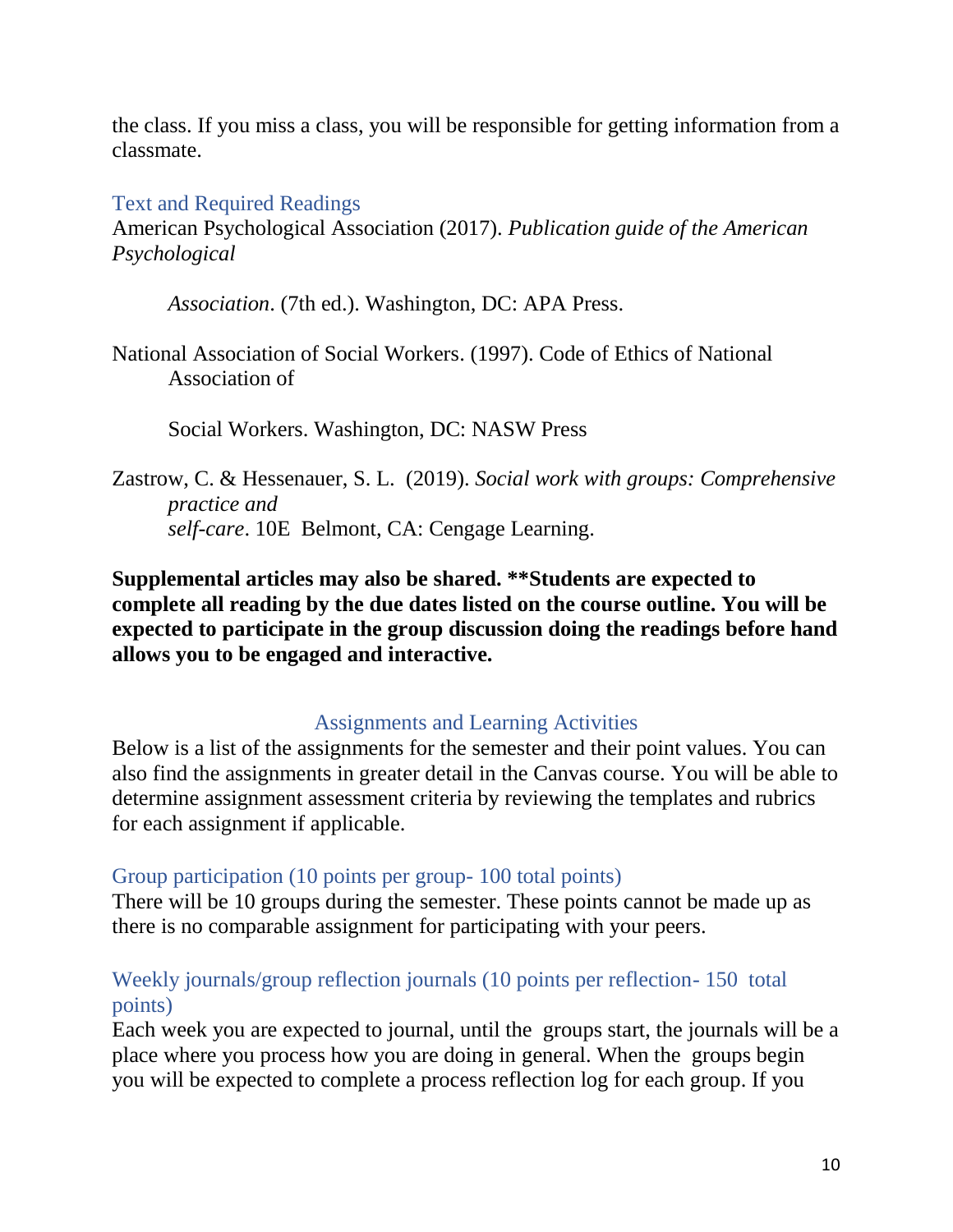the class. If you miss a class, you will be responsible for getting information from a classmate.

## Text and Required Readings

American Psychological Association (2017). *Publication guide of the American Psychological Association*. (7th ed.). Washington, DC: APA Press.

National Association of Social Workers. (1997). Code of Ethics of National Association of Social Workers. Washington, DC: NASW Press

Zastrow, C. & Hessenauer, S. L. (2019). *Social work with groups: Comprehensive practice and self-care*. 10E Belmont, CA: Cengage Learning.

**Supplemental articles may also be shared. **Students are expected to complete all reading by the due dates listed on the course outline. You will be expected to participate in the group discussion doing the readings before hand allows you to be engaged and interactive.**

## Assignments and Learning Activities

Below is a list of the assignments for the semester and their point values. You can also find the assignments in greater detail in the Canvas course. You will be able to determine assignment assessment criteria by reviewing the templates and rubrics for each assignment if applicable.

### Group participation (10 points per group- 100 total points)

There will be 10 groups during the semester. These points cannot be made up as there is no comparable assignment for participating with your peers.

### Weekly journals/group reflection journals (10 points per reflection- 150 total points)

Each week you are expected to journal, until the groups start, the journals will be a place where you process how you are doing in general. When the groups begin you will be expected to complete a process reflection log for each group. If you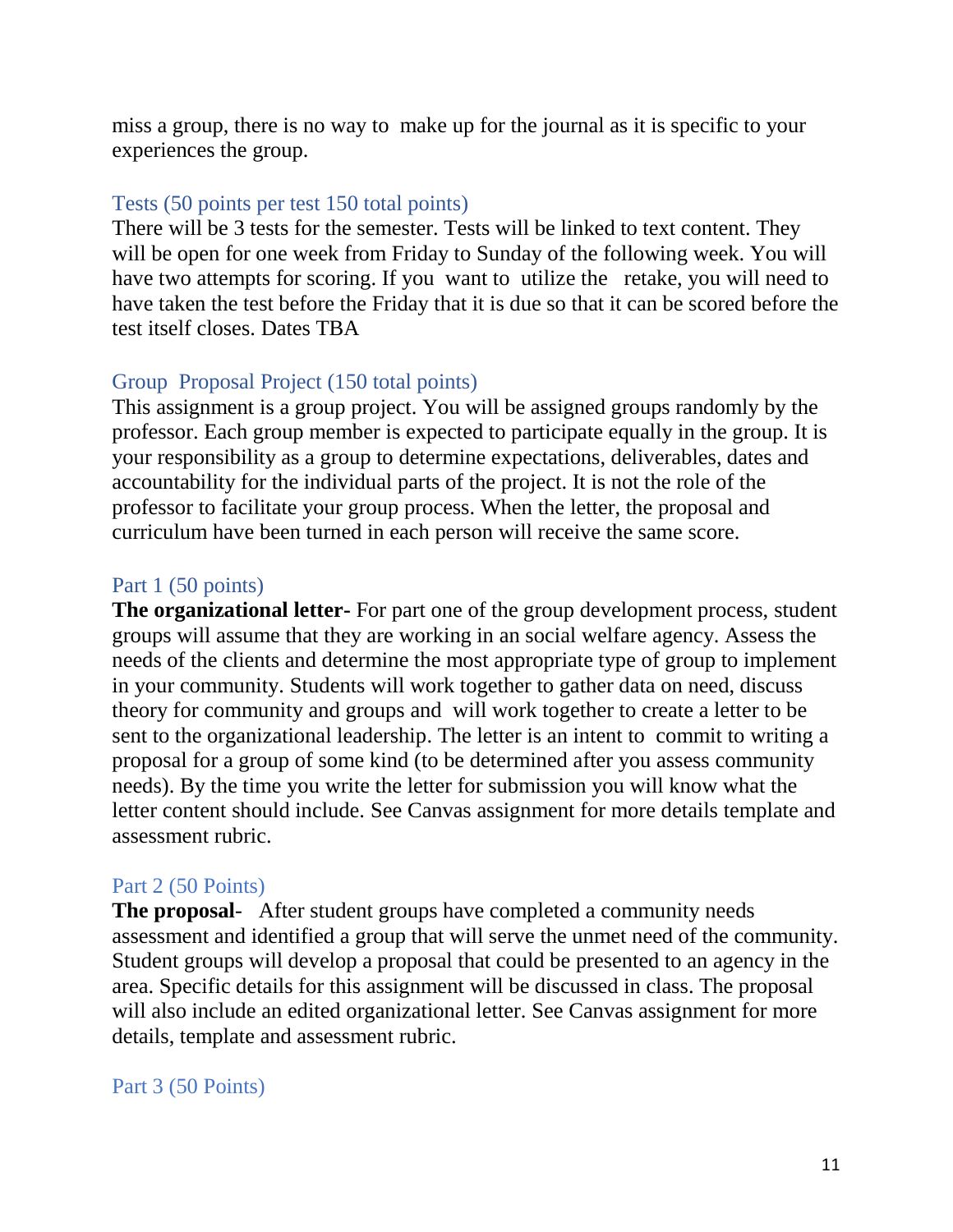miss a group, there is no way to make up for the journal as it is specific to your experiences the group.

### Tests (50 points per test 150 total points)

There will be 3 tests for the semester. Tests will be linked to text content. They will be open for one week from Friday to Sunday of the following week. You will have two attempts for scoring. If you want to utilize the retake, you will need to have taken the test before the Friday that it is due so that it can be scored before the test itself closes. Dates TBA

### Group Proposal Project (150 total points)

This assignment is a group project. You will be assigned groups randomly by the professor. Each group member is expected to participate equally in the group. It is your responsibility as a group to determine expectations, deliverables, dates and accountability for the individual parts of the project. It is not the role of the professor to facilitate your group process. When the letter, the proposal and curriculum have been turned in each person will receive the same score.

### Part 1 (50 points)

**The organizational letter-** For part one of the group development process, student groups will assume that they are working in an social welfare agency. Assess the needs of the clients and determine the most appropriate type of group to implement in your community. Students will work together to gather data on need, discuss theory for community and groups and will work together to create a letter to be sent to the organizational leadership. The letter is an intent to commit to writing a proposal for a group of some kind (to be determined after you assess community needs). By the time you write the letter for submission you will know what the letter content should include. See Canvas assignment for more details template and assessment rubric.

### Part 2 (50 Points)

**The proposal**- After student groups have completed a community needs assessment and identified a group that will serve the unmet need of the community. Student groups will develop a proposal that could be presented to an agency in the area. Specific details for this assignment will be discussed in class. The proposal will also include an edited organizational letter. See Canvas assignment for more details, template and assessment rubric.

### Part 3 (50 Points)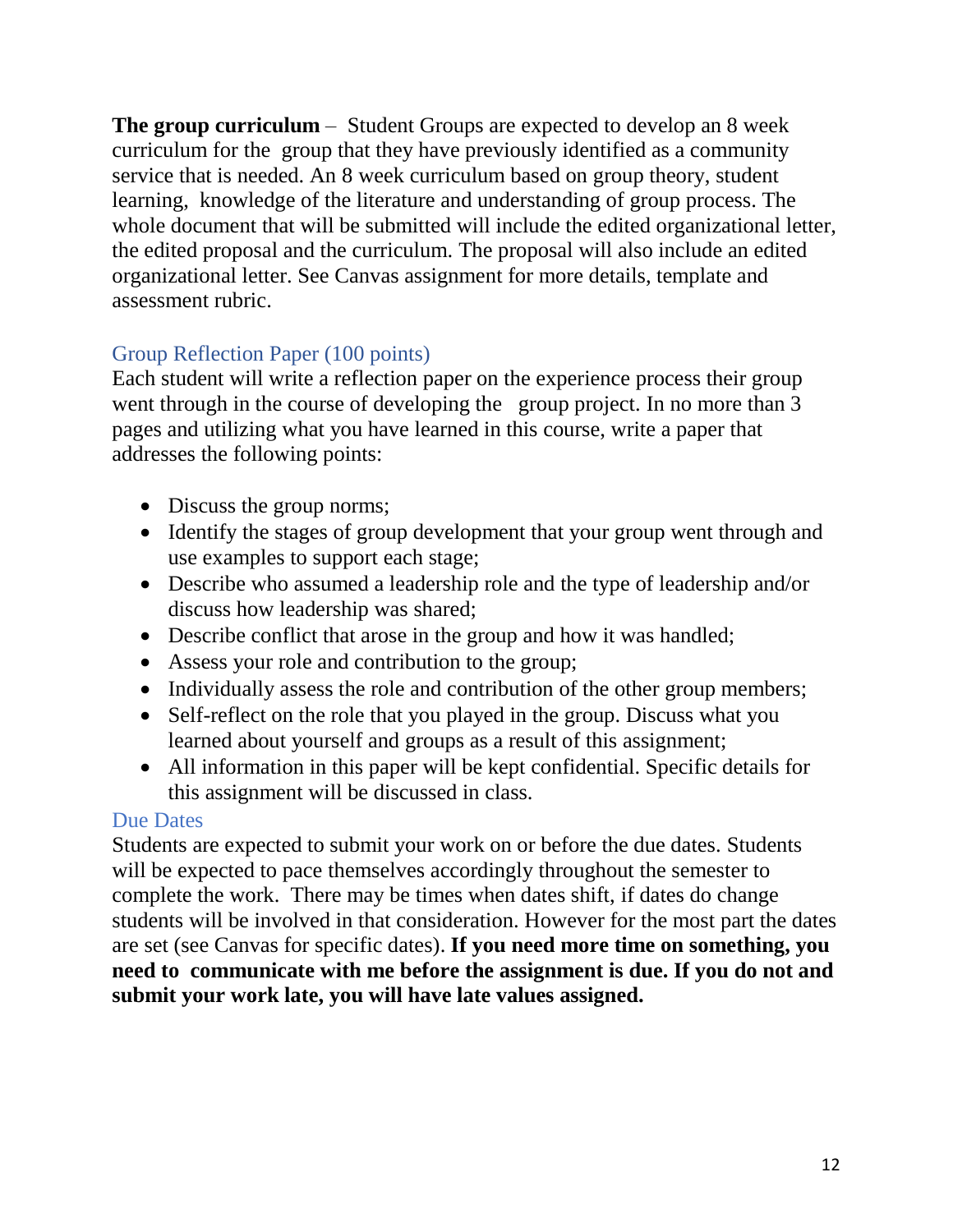**The group curriculum** – Student Groups are expected to develop an 8 week curriculum for the group that they have previously identified as a community service that is needed. An 8 week curriculum based on group theory, student learning, knowledge of the literature and understanding of group process. The whole document that will be submitted will include the edited organizational letter, the edited proposal and the curriculum. The proposal will also include an edited organizational letter. See Canvas assignment for more details, template and assessment rubric.

### Group Reflection Paper (100 points)

Each student will write a reflection paper on the experience process their group went through in the course of developing the group project. In no more than 3 pages and utilizing what you have learned in this course, write a paper that addresses the following points:

- Discuss the group norms;
- Identify the stages of group development that your group went through and use examples to support each stage;
- Describe who assumed a leadership role and the type of leadership and/or discuss how leadership was shared;
- Describe conflict that arose in the group and how it was handled;
- Assess your role and contribution to the group;
- Individually assess the role and contribution of the other group members;
- Self-reflect on the role that you played in the group. Discuss what you learned about yourself and groups as a result of this assignment;
- All information in this paper will be kept confidential. Specific details for this assignment will be discussed in class.

### Due Dates

Students are expected to submit your work on or before the due dates. Students will be expected to pace themselves accordingly throughout the semester to complete the work. There may be times when dates shift, if dates do change students will be involved in that consideration. However for the most part the dates are set (see Canvas for specific dates). **If you need more time on something, you need to communicate with me before the assignment is due. If you do not and submit your work late, you will have late values assigned.**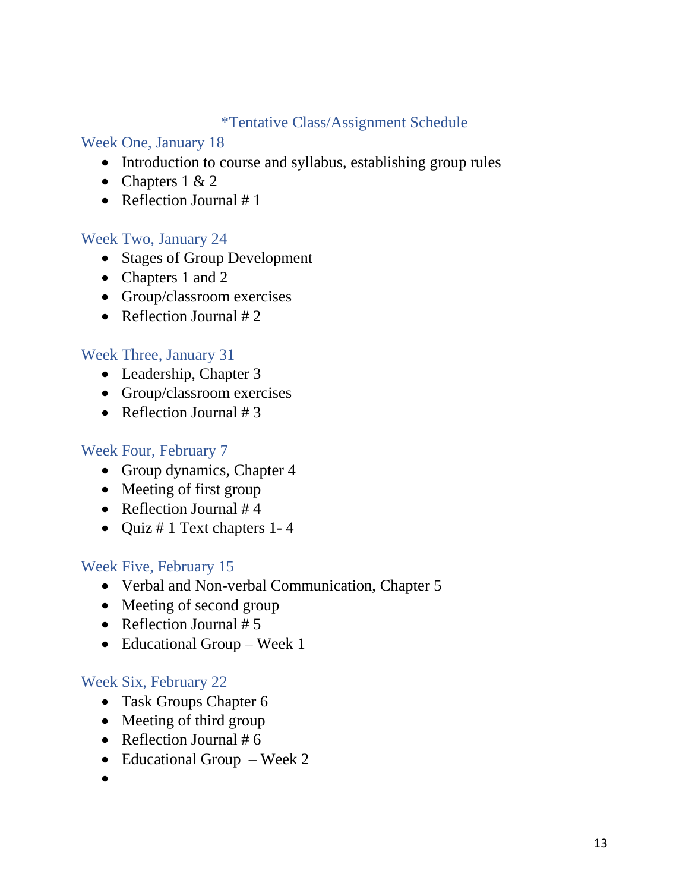## *Tentative Class/Assignment Schedule

### Week One, January 18

- Introduction to course and syllabus, establishing group rules
- Chapters 1 & 2
- Reflection Journal # 1

### Week Two, January 24

- Stages of Group Development
- Chapters 1 and 2
- Group/classroom exercises
- Reflection Journal # 2

### Week Three, January 31

- Leadership, Chapter 3
- Group/classroom exercises
- Reflection Journal # 3

### Week Four, February 7

- Group dynamics, Chapter 4
- Meeting of first group
- Reflection Journal # 4
- Quiz # 1 Text chapters 1- 4

### Week Five, February 15

- Verbal and Non-verbal Communication, Chapter 5
- Meeting of second group
- Reflection Journal # 5
- Educational Group – Week 1

### Week Six, February 22

- Task Groups Chapter 6
- Meeting of third group
- Reflection Journal # 6
- Educational Group – Week 2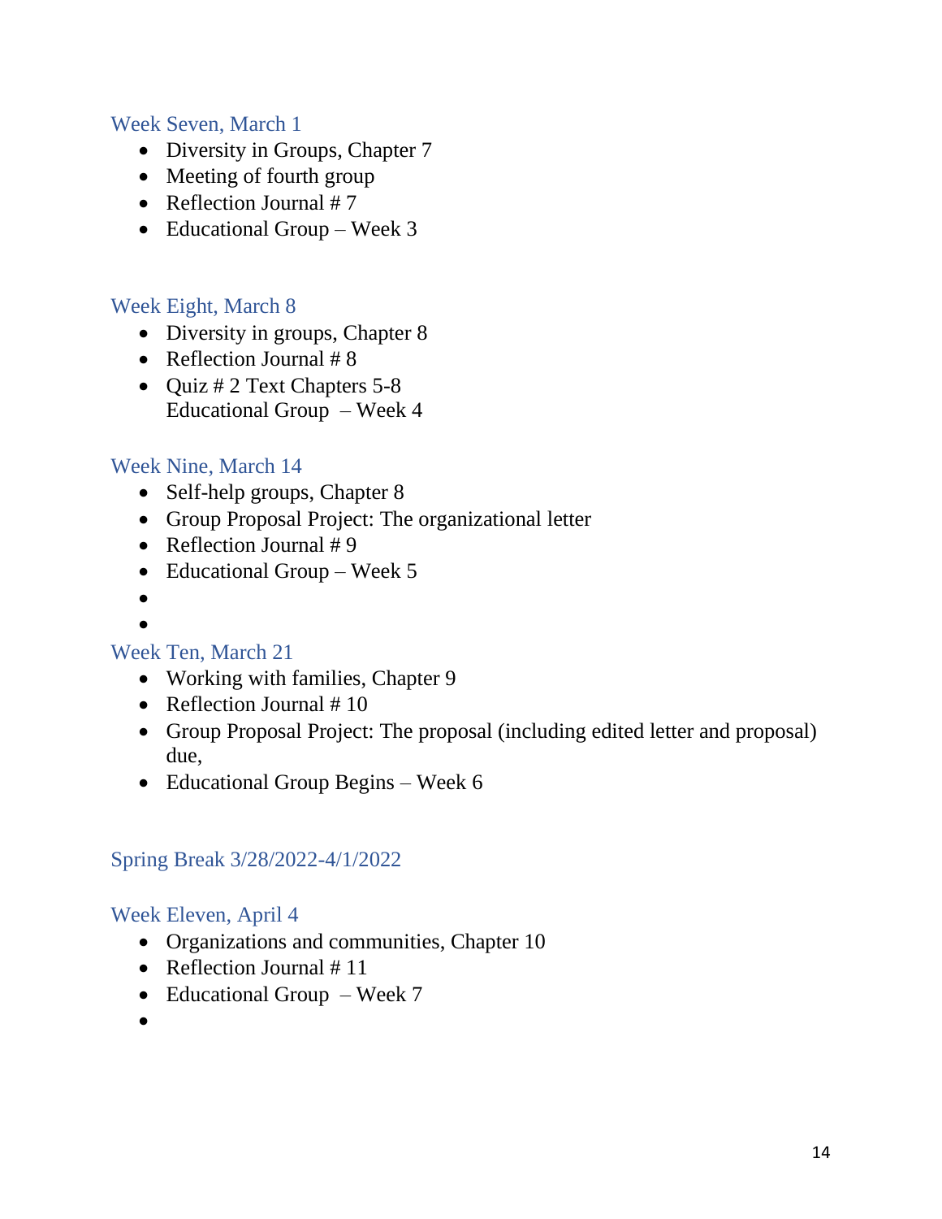### Week Seven, March 1

- Diversity in Groups, Chapter 7
- Meeting of fourth group
- Reflection Journal # 7
- Educational Group – Week 3

### Week Eight, March 8

- Diversity in groups, Chapter 8
- Reflection Journal # 8
- Quiz # 2 Text Chapters 5-8
  Educational Group – Week 4

### Week Nine, March 14

- Self-help groups, Chapter 8
- Group Proposal Project: The organizational letter
- Reflection Journal # 9
- Educational Group – Week 5

### Week Ten, March 21

- Working with families, Chapter 9
- Reflection Journal # 10
- Group Proposal Project: The proposal (including edited letter and proposal) due,
- Educational Group Begins – Week 6

### Spring Break 3/28/2022-4/1/2022

### Week Eleven, April 4

- Organizations and communities, Chapter 10
- Reflection Journal # 11
- Educational Group – Week 7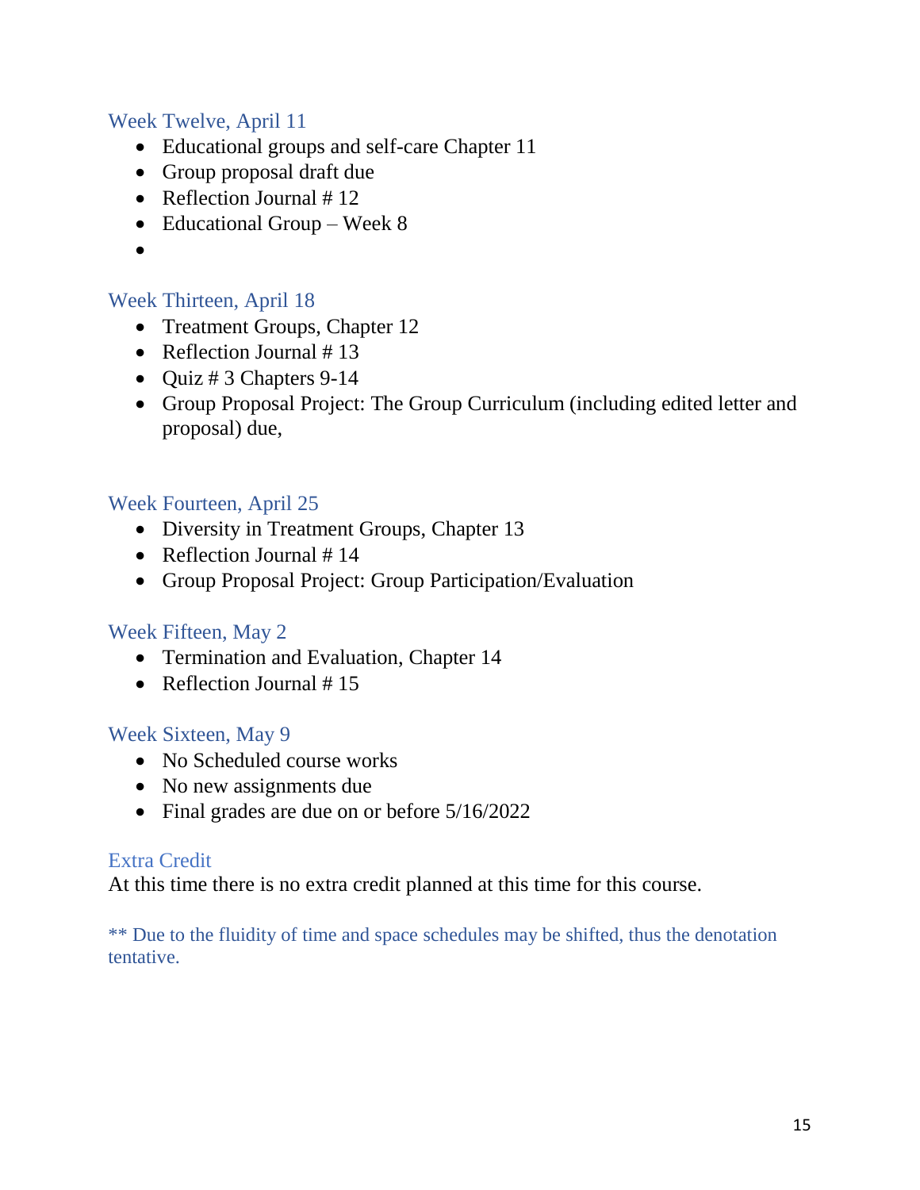### Week Twelve, April 11

- Educational groups and self-care Chapter 11
- Group proposal draft due
- Reflection Journal # 12
- Educational Group – Week 8
- 

### Week Thirteen, April 18

- Treatment Groups, Chapter 12
- Reflection Journal # 13
- Quiz # 3 Chapters 9-14
- Group Proposal Project: The Group Curriculum (including edited letter and proposal) due,

### Week Fourteen, April 25

- Diversity in Treatment Groups, Chapter 13
- Reflection Journal # 14
- Group Proposal Project: Group Participation/Evaluation

### Week Fifteen, May 2

- Termination and Evaluation, Chapter 14
- Reflection Journal # 15

### Week Sixteen, May 9

- No Scheduled course works
- No new assignments due
- Final grades are due on or before 5/16/2022

### Extra Credit

At this time there is no extra credit planned at this time for this course.

** Due to the fluidity of time and space schedules may be shifted, thus the denotation tentative.